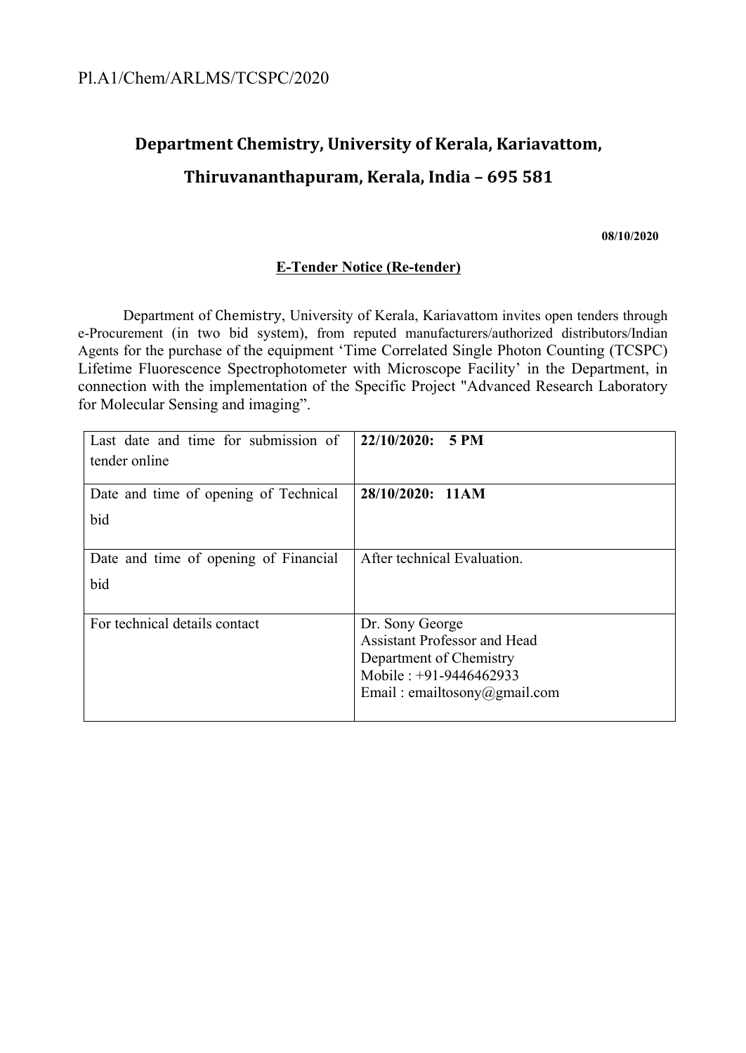Pl.A1/Chem/ARLMS/TCSPC/2020

# Department Chemistry, University of Kerala, Kariavattom, Thiruvananthapuram, Kerala, India – 695 581

**08/10/2020**

**E-Tender Notice (Re-tender)**

Department of Chemistry, University of Kerala, Kariavattom invites open tenders through e-Procurement (in two bid system), from reputed manufacturers/authorized distributors/Indian Agents for the purchase of the equipment 'Time Correlated Single Photon Counting (TCSPC) Lifetime Fluorescence Spectrophotometer with Microscope Facility' in the Department, in connection with the implementation of the Specific Project "Advanced Research Laboratory for Molecular Sensing and imaging".

| | |
|---|---|
| Last date and time for submission of tender online | **22/10/2020: 5 PM** |
| Date and time of opening of Technical bid | **28/10/2020: 11AM** |
| Date and time of opening of Financial bid | After technical Evaluation. |
| For technical details contact | Dr. Sony George<br>Assistant Professor and Head<br>Department of Chemistry<br>Mobile : +91-9446462933<br>Email : emailtosony@gmail.com |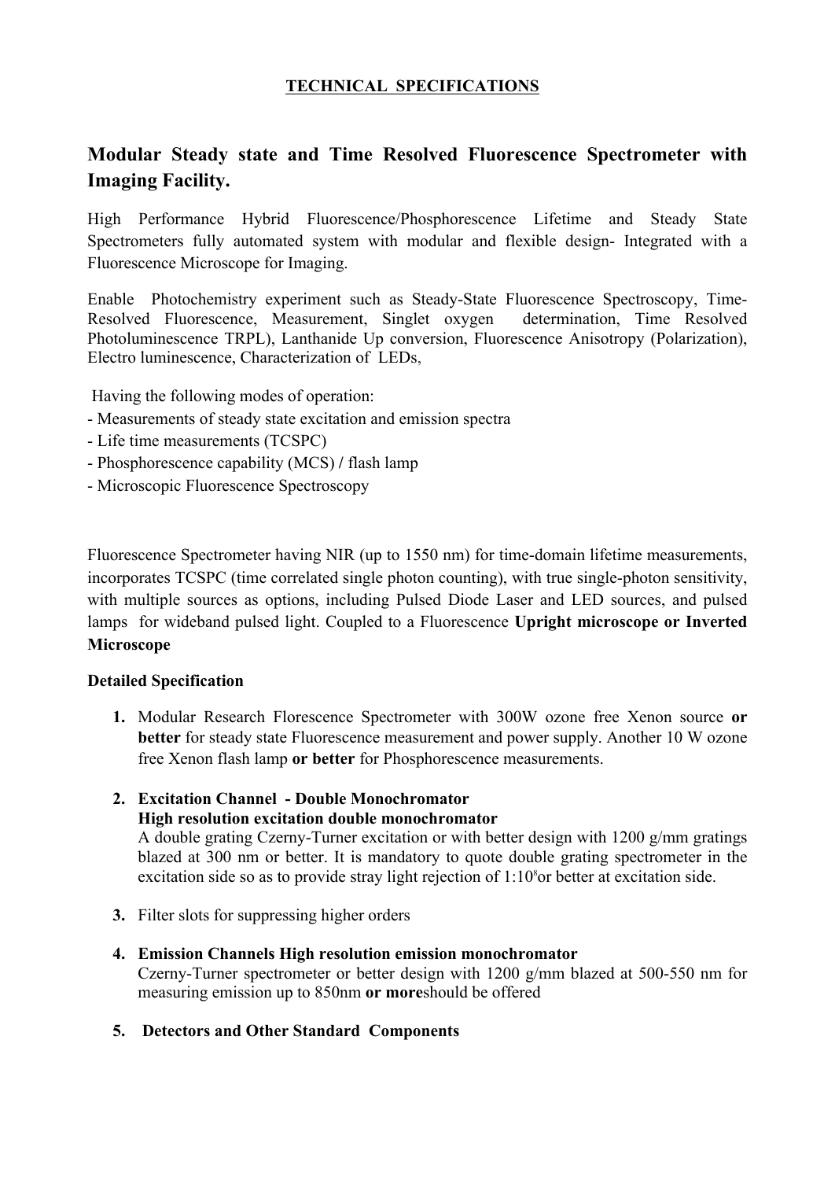**TECHNICAL SPECIFICATIONS**

## Modular Steady state and Time Resolved Fluorescence Spectrometer with Imaging Facility.

High Performance Hybrid Fluorescence/Phosphorescence Lifetime and Steady State Spectrometers fully automated system with modular and flexible design- Integrated with a Fluorescence Microscope for Imaging.

Enable Photochemistry experiment such as Steady-State Fluorescence Spectroscopy, Time-Resolved Fluorescence, Measurement, Singlet oxygen determination, Time Resolved Photoluminescence TRPL), Lanthanide Up conversion, Fluorescence Anisotropy (Polarization), Electro luminescence, Characterization of LEDs,

Having the following modes of operation:

- Measurements of steady state excitation and emission spectra
- Life time measurements (TCSPC)
- Phosphorescence capability (MCS) / flash lamp
- Microscopic Fluorescence Spectroscopy

Fluorescence Spectrometer having NIR (up to 1550 nm) for time-domain lifetime measurements, incorporates TCSPC (time correlated single photon counting), with true single-photon sensitivity, with multiple sources as options, including Pulsed Diode Laser and LED sources, and pulsed lamps for wideband pulsed light. Coupled to a Fluorescence **Upright microscope or Inverted Microscope**

**Detailed Specification**

1. Modular Research Florescence Spectrometer with 300W ozone free Xenon source **or better** for steady state Fluorescence measurement and power supply. Another 10 W ozone free Xenon flash lamp **or better** for Phosphorescence measurements.

2. **Excitation Channel - Double Monochromator**
   **High resolution excitation double monochromator**
   A double grating Czerny-Turner excitation or with better design with 1200 g/mm gratings blazed at 300 nm or better. It is mandatory to quote double grating spectrometer in the excitation side so as to provide stray light rejection of $1{:}10^{8}$or better at excitation side.

3. Filter slots for suppressing higher orders

4. **Emission Channels High resolution emission monochromator**
   Czerny-Turner spectrometer or better design with 1200 g/mm blazed at 500-550 nm for measuring emission up to 850nm **or more**should be offered

5. **Detectors and Other Standard Components**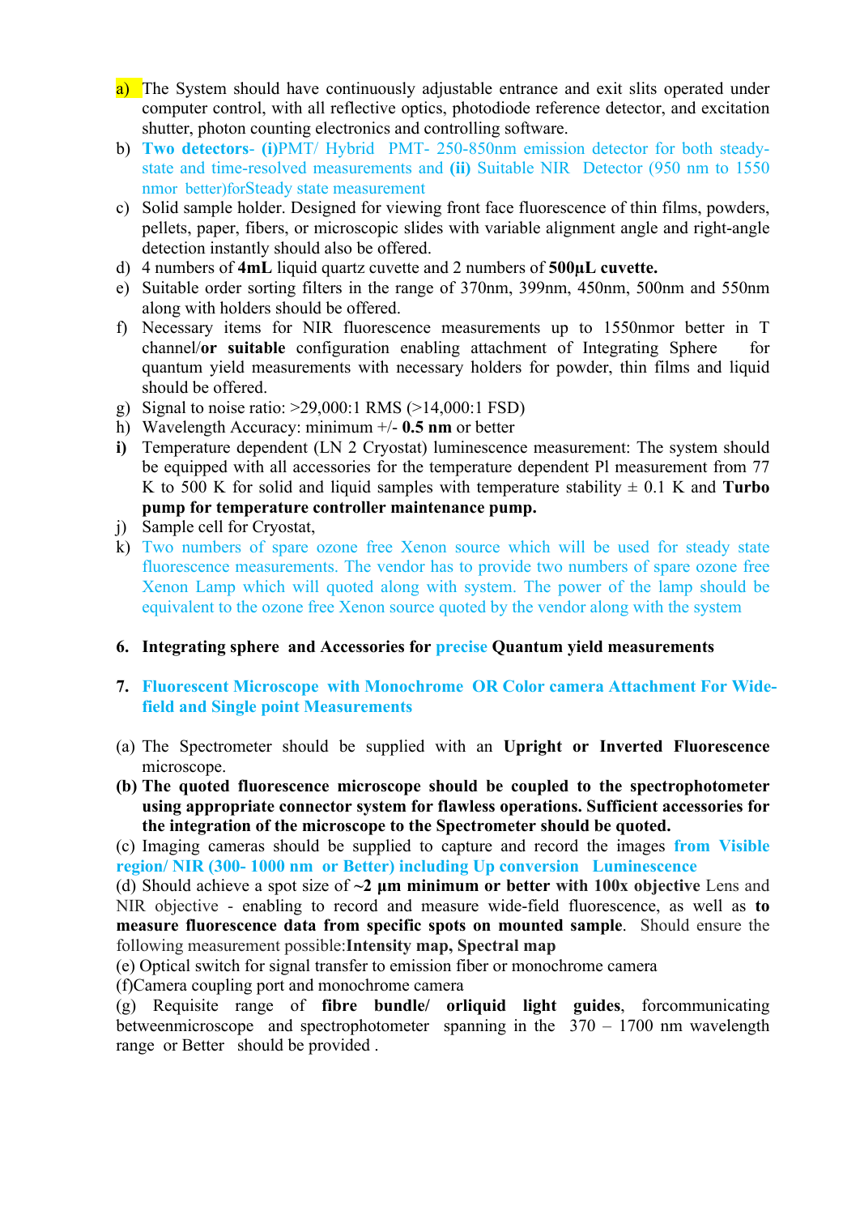a) The System should have continuously adjustable entrance and exit slits operated under computer control, with all reflective optics, photodiode reference detector, and excitation shutter, photon counting electronics and controlling software.
b) **Two detectors- (i)**PMT/ Hybrid PMT- 250-850nm emission detector for both steady-state and time-resolved measurements and **(ii)** Suitable NIR Detector (950 nm to 1550 nmor better)forSteady state measurement
c) Solid sample holder. Designed for viewing front face fluorescence of thin films, powders, pellets, paper, fibers, or microscopic slides with variable alignment angle and right-angle detection instantly should also be offered.
d) 4 numbers of **4mL** liquid quartz cuvette and 2 numbers of **500µL cuvette.**
e) Suitable order sorting filters in the range of 370nm, 399nm, 450nm, 500nm and 550nm along with holders should be offered.
f) Necessary items for NIR fluorescence measurements up to 1550nmor better in T channel/**or suitable** configuration enabling attachment of Integrating Sphere for quantum yield measurements with necessary holders for powder, thin films and liquid should be offered.
g) Signal to noise ratio: >29,000:1 RMS (>14,000:1 FSD)
h) Wavelength Accuracy: minimum +/- **0.5 nm** or better
**i)** Temperature dependent (LN 2 Cryostat) luminescence measurement: The system should be equipped with all accessories for the temperature dependent Pl measurement from 77 K to 500 K for solid and liquid samples with temperature stability ± 0.1 K and **Turbo pump for temperature controller maintenance pump.**
j) Sample cell for Cryostat,
k) Two numbers of spare ozone free Xenon source which will be used for steady state fluorescence measurements. The vendor has to provide two numbers of spare ozone free Xenon Lamp which will quoted along with system. The power of the lamp should be equivalent to the ozone free Xenon source quoted by the vendor along with the system

**6. Integrating sphere and Accessories for precise Quantum yield measurements**

**7. Fluorescent Microscope with Monochrome OR Color camera Attachment For Wide-field and Single point Measurements**

(a) The Spectrometer should be supplied with an **Upright or Inverted Fluorescence** microscope.
**(b) The quoted fluorescence microscope should be coupled to the spectrophotometer using appropriate connector system for flawless operations. Sufficient accessories for the integration of the microscope to the Spectrometer should be quoted.**
(c) Imaging cameras should be supplied to capture and record the images **from Visible region/ NIR (300- 1000 nm or Better) including Up conversion Luminescence**
(d) Should achieve a spot size of **~2 µm minimum or better with 100x objective** Lens and NIR objective - enabling to record and measure wide-field fluorescence, as well as **to measure fluorescence data from specific spots on mounted sample**. Should ensure the following measurement possible:**Intensity map, Spectral map**
(e) Optical switch for signal transfer to emission fiber or monochrome camera
(f)Camera coupling port and monochrome camera
(g) Requisite range of **fibre bundle/ orliquid light guides**, forcommunicating betweenmicroscope and spectrophotometer spanning in the 370 – 1700 nm wavelength range or Better should be provided .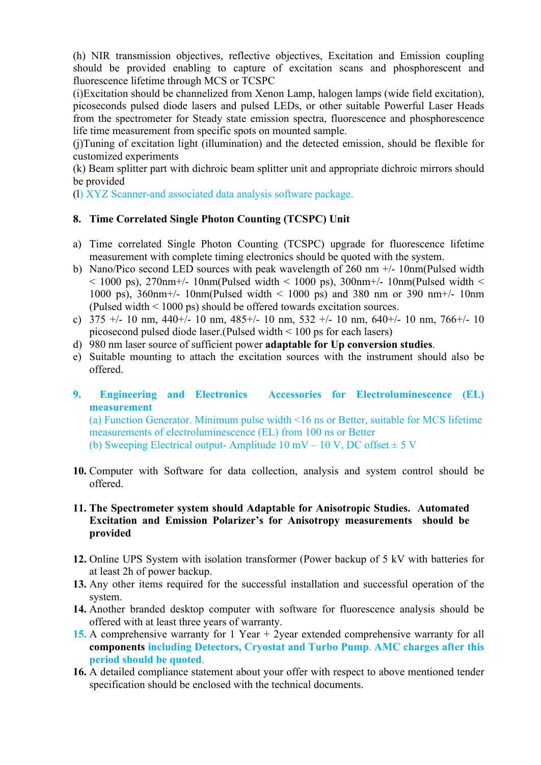(h) NIR transmission objectives, reflective objectives, Excitation and Emission coupling should be provided enabling to capture of excitation scans and phosphorescent and fluorescence lifetime through MCS or TCSPC

(i)Excitation should be channelized from Xenon Lamp, halogen lamps (wide field excitation), picoseconds pulsed diode lasers and pulsed LEDs, or other suitable Powerful Laser Heads from the spectrometer for Steady state emission spectra, fluorescence and phosphorescence life time measurement from specific spots on mounted sample.

(j)Tuning of excitation light (illumination) and the detected emission, should be flexible for customized experiments

(k) Beam splitter part with dichroic beam splitter unit and appropriate dichroic mirrors should be provided

(l) XYZ Scanner-and associated data analysis software package.

**8. Time Correlated Single Photon Counting (TCSPC) Unit**

a) Time correlated Single Photon Counting (TCSPC) upgrade for fluorescence lifetime measurement with complete timing electronics should be quoted with the system.
b) Nano/Pico second LED sources with peak wavelength of 260 nm +/- 10nm(Pulsed width < 1000 ps), 270nm+/- 10nm(Pulsed width < 1000 ps), 300nm+/- 10nm(Pulsed width < 1000 ps), 360nm+/- 10nm(Pulsed width < 1000 ps) and 380 nm or 390 nm+/- 10nm (Pulsed width < 1000 ps) should be offered towards excitation sources.
c) 375 +/- 10 nm, 440+/- 10 nm, 485+/- 10 nm, 532 +/- 10 nm, 640+/- 10 nm, 766+/- 10 picosecond pulsed diode laser.(Pulsed width < 100 ps for each lasers)
d) 980 nm laser source of sufficient power **adaptable for Up conversion studies**.
e) Suitable mounting to attach the excitation sources with the instrument should also be offered.

**9. Engineering and Electronics Accessories for Electroluminescence (EL) measurement**

(a) Function Generator. Minimum pulse width <16 ns or Better, suitable for MCS lifetime measurements of electroluminescence (EL) from 100 ns or Better

(b) Sweeping Electrical output- Amplitude 10 mV – 10 V, DC offset ± 5 V

**10.** Computer with Software for data collection, analysis and system control should be offered.

**11. The Spectrometer system should Adaptable for Anisotropic Studies. Automated Excitation and Emission Polarizer's for Anisotropy measurements should be provided**

**12.** Online UPS System with isolation transformer (Power backup of 5 kV with batteries for at least 2h of power backup.

**13.** Any other items required for the successful installation and successful operation of the system.

**14.** Another branded desktop computer with software for fluorescence analysis should be offered with at least three years of warranty.

**15.** A comprehensive warranty for 1 Year + 2year extended comprehensive warranty for all **components including Detectors, Cryostat and Turbo Pump. AMC charges after this period should be quoted**.

**16.** A detailed compliance statement about your offer with respect to above mentioned tender specification should be enclosed with the technical documents.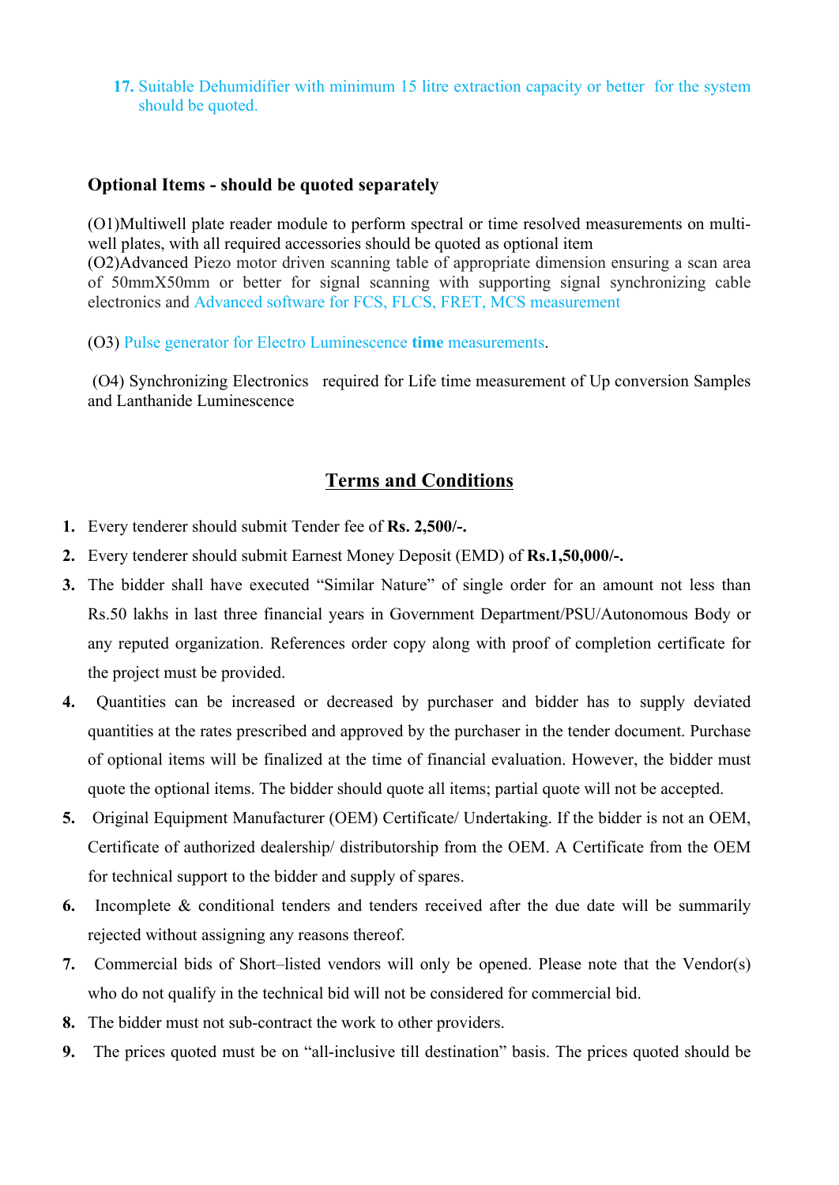17. Suitable Dehumidifier with minimum 15 litre extraction capacity or better for the system should be quoted.

**Optional Items - should be quoted separately**

(O1)Multiwell plate reader module to perform spectral or time resolved measurements on multi-well plates, with all required accessories should be quoted as optional item
(O2)Advanced Piezo motor driven scanning table of appropriate dimension ensuring a scan area of 50mmX50mm or better for signal scanning with supporting signal synchronizing cable electronics and Advanced software for FCS, FLCS, FRET, MCS measurement

(O3) Pulse generator for Electro Luminescence **time** measurements.

(O4) Synchronizing Electronics required for Life time measurement of Up conversion Samples and Lanthanide Luminescence

## <u>Terms and Conditions</u>

1. Every tenderer should submit Tender fee of **Rs. 2,500/-.**
2. Every tenderer should submit Earnest Money Deposit (EMD) of **Rs.1,50,000/-.**
3. The bidder shall have executed "Similar Nature" of single order for an amount not less than Rs.50 lakhs in last three financial years in Government Department/PSU/Autonomous Body or any reputed organization. References order copy along with proof of completion certificate for the project must be provided.
4. Quantities can be increased or decreased by purchaser and bidder has to supply deviated quantities at the rates prescribed and approved by the purchaser in the tender document. Purchase of optional items will be finalized at the time of financial evaluation. However, the bidder must quote the optional items. The bidder should quote all items; partial quote will not be accepted.
5. Original Equipment Manufacturer (OEM) Certificate/ Undertaking. If the bidder is not an OEM, Certificate of authorized dealership/ distributorship from the OEM. A Certificate from the OEM for technical support to the bidder and supply of spares.
6. Incomplete & conditional tenders and tenders received after the due date will be summarily rejected without assigning any reasons thereof.
7. Commercial bids of Short–listed vendors will only be opened. Please note that the Vendor(s) who do not qualify in the technical bid will not be considered for commercial bid.
8. The bidder must not sub-contract the work to other providers.
9. The prices quoted must be on "all-inclusive till destination" basis. The prices quoted should be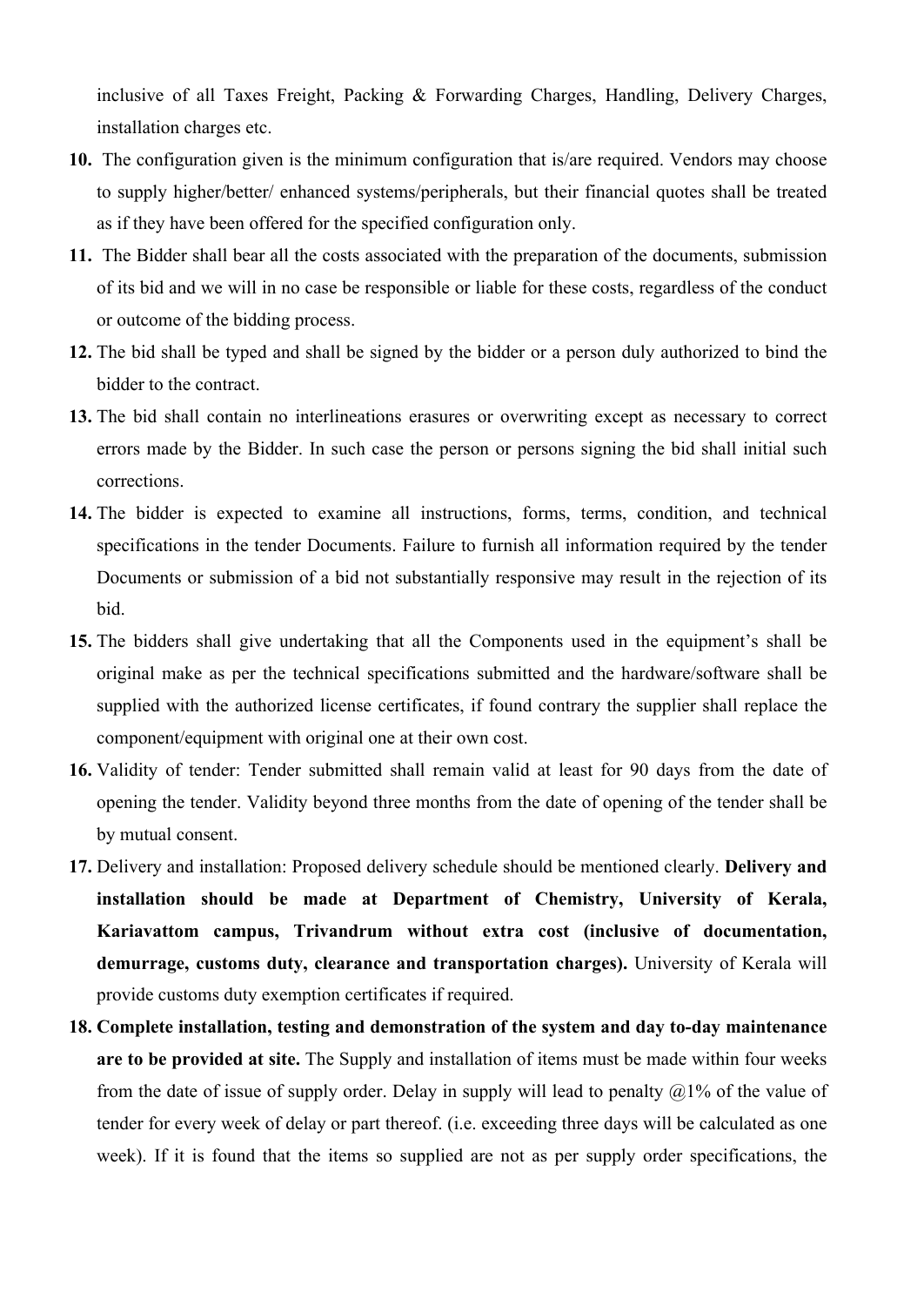inclusive of all Taxes Freight, Packing & Forwarding Charges, Handling, Delivery Charges, installation charges etc.

10. The configuration given is the minimum configuration that is/are required. Vendors may choose to supply higher/better/ enhanced systems/peripherals, but their financial quotes shall be treated as if they have been offered for the specified configuration only.
11. The Bidder shall bear all the costs associated with the preparation of the documents, submission of its bid and we will in no case be responsible or liable for these costs, regardless of the conduct or outcome of the bidding process.
12. The bid shall be typed and shall be signed by the bidder or a person duly authorized to bind the bidder to the contract.
13. The bid shall contain no interlineations erasures or overwriting except as necessary to correct errors made by the Bidder. In such case the person or persons signing the bid shall initial such corrections.
14. The bidder is expected to examine all instructions, forms, terms, condition, and technical specifications in the tender Documents. Failure to furnish all information required by the tender Documents or submission of a bid not substantially responsive may result in the rejection of its bid.
15. The bidders shall give undertaking that all the Components used in the equipment's shall be original make as per the technical specifications submitted and the hardware/software shall be supplied with the authorized license certificates, if found contrary the supplier shall replace the component/equipment with original one at their own cost.
16. Validity of tender: Tender submitted shall remain valid at least for 90 days from the date of opening the tender. Validity beyond three months from the date of opening of the tender shall be by mutual consent.
17. Delivery and installation: Proposed delivery schedule should be mentioned clearly. **Delivery and installation should be made at Department of Chemistry, University of Kerala, Kariavattom campus, Trivandrum without extra cost (inclusive of documentation, demurrage, customs duty, clearance and transportation charges).** University of Kerala will provide customs duty exemption certificates if required.
18. **Complete installation, testing and demonstration of the system and day to-day maintenance are to be provided at site.** The Supply and installation of items must be made within four weeks from the date of issue of supply order. Delay in supply will lead to penalty @1% of the value of tender for every week of delay or part thereof. (i.e. exceeding three days will be calculated as one week). If it is found that the items so supplied are not as per supply order specifications, the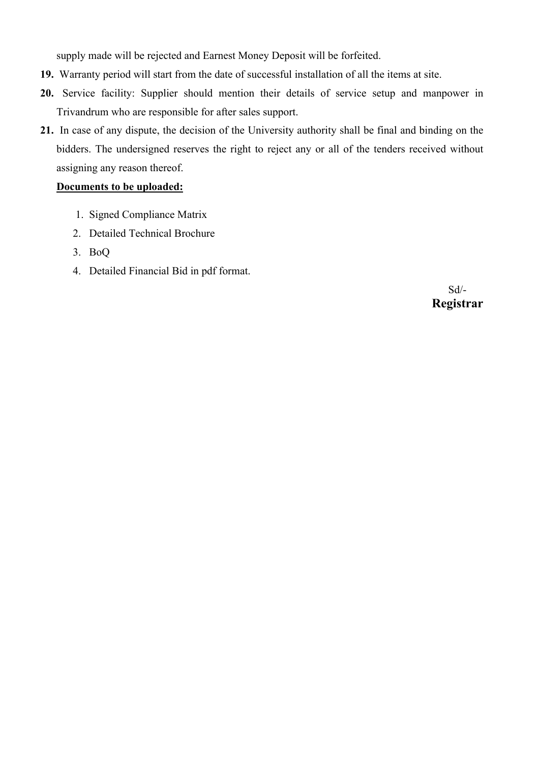supply made will be rejected and Earnest Money Deposit will be forfeited.

**19.** Warranty period will start from the date of successful installation of all the items at site.

**20.** Service facility: Supplier should mention their details of service setup and manpower in Trivandrum who are responsible for after sales support.

**21.** In case of any dispute, the decision of the University authority shall be final and binding on the bidders. The undersigned reserves the right to reject any or all of the tenders received without assigning any reason thereof.

**Documents to be uploaded:**

1. Signed Compliance Matrix
2. Detailed Technical Brochure
3. BoQ
4. Detailed Financial Bid in pdf format.

Sd/-

**Registrar**